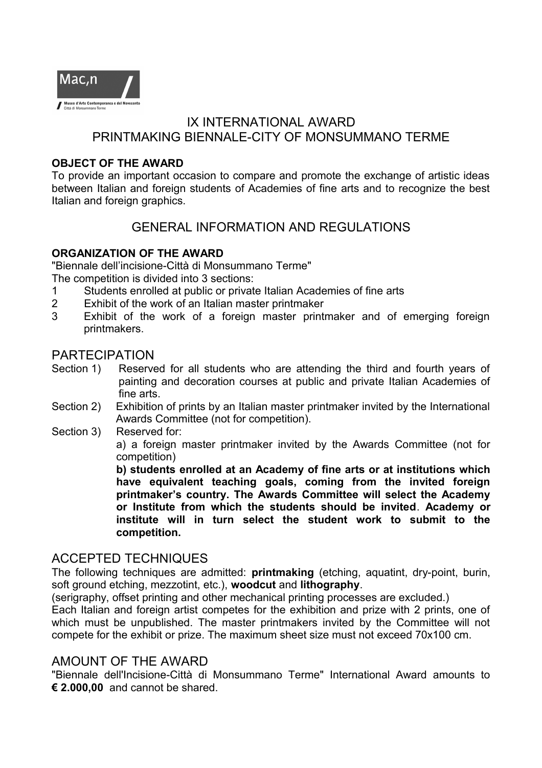Mac,n

Museo d'Arte Contemporanea e del Novecento
Città di Monsummano Terme

# IX INTERNATIONAL AWARD
# PRINTMAKING BIENNALE-CITY OF MONSUMMANO TERME

**OBJECT OF THE AWARD**

To provide an important occasion to compare and promote the exchange of artistic ideas between Italian and foreign students of Academies of fine arts and to recognize the best Italian and foreign graphics.

## GENERAL INFORMATION AND REGULATIONS

**ORGANIZATION OF THE AWARD**

"Biennale dell'incisione-Città di Monsummano Terme"

The competition is divided into 3 sections:

1. Students enrolled at public or private Italian Academies of fine arts
2. Exhibit of the work of an Italian master printmaker
3. Exhibit of the work of a foreign master printmaker and of emerging foreign printmakers.

## PARTECIPATION

Section 1) Reserved for all students who are attending the third and fourth years of painting and decoration courses at public and private Italian Academies of fine arts.

Section 2) Exhibition of prints by an Italian master printmaker invited by the International Awards Committee (not for competition).

Section 3) Reserved for:

a) a foreign master printmaker invited by the Awards Committee (not for competition)

**b) students enrolled at an Academy of fine arts or at institutions which have equivalent teaching goals, coming from the invited foreign printmaker's country. The Awards Committee will select the Academy or Institute from which the students should be invited**. **Academy or institute will in turn select the student work to submit to the competition.**

## ACCEPTED TECHNIQUES

The following techniques are admitted: **printmaking** (etching, aquatint, dry-point, burin, soft ground etching, mezzotint, etc.), **woodcut** and **lithography**.

(serigraphy, offset printing and other mechanical printing processes are excluded.)

Each Italian and foreign artist competes for the exhibition and prize with 2 prints, one of which must be unpublished. The master printmakers invited by the Committee will not compete for the exhibit or prize. The maximum sheet size must not exceed 70x100 cm.

## AMOUNT OF THE AWARD

"Biennale dell'Incisione-Città di Monsummano Terme" International Award amounts to **€ 2.000,00** and cannot be shared.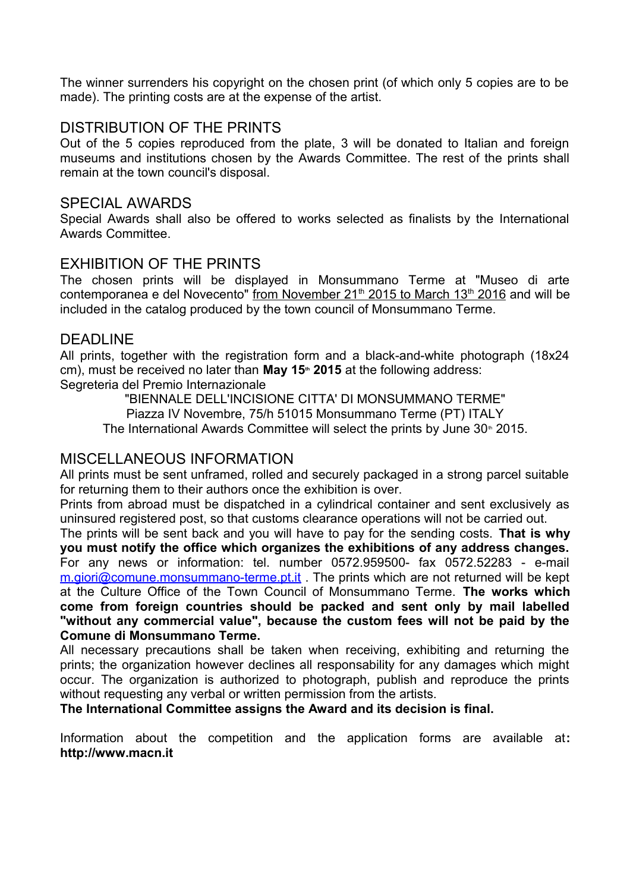The winner surrenders his copyright on the chosen print (of which only 5 copies are to be made). The printing costs are at the expense of the artist.

## DISTRIBUTION OF THE PRINTS

Out of the 5 copies reproduced from the plate, 3 will be donated to Italian and foreign museums and institutions chosen by the Awards Committee. The rest of the prints shall remain at the town council's disposal.

## SPECIAL AWARDS

Special Awards shall also be offered to works selected as finalists by the International Awards Committee.

## EXHIBITION OF THE PRINTS

The chosen prints will be displayed in Monsummano Terme at "Museo di arte contemporanea e del Novecento" from November 21th 2015 to March 13th 2016 and will be included in the catalog produced by the town council of Monsummano Terme.

## DEADLINE

All prints, together with the registration form and a black-and-white photograph (18x24 cm), must be received no later than **May 15th 2015** at the following address:
Segreteria del Premio Internazionale

"BIENNALE DELL'INCISIONE CITTA' DI MONSUMMANO TERME"
Piazza IV Novembre, 75/h 51015 Monsummano Terme (PT) ITALY
The International Awards Committee will select the prints by June 30th 2015.

## MISCELLANEOUS INFORMATION

All prints must be sent unframed, rolled and securely packaged in a strong parcel suitable for returning them to their authors once the exhibition is over.
Prints from abroad must be dispatched in a cylindrical container and sent exclusively as uninsured registered post, so that customs clearance operations will not be carried out.
The prints will be sent back and you will have to pay for the sending costs. **That is why you must notify the office which organizes the exhibitions of any address changes.**
For any news or information: tel. number 0572.959500- fax 0572.52283 - e-mail m.giori@comune.monsummano-terme.pt.it . The prints which are not returned will be kept at the Culture Office of the Town Council of Monsummano Terme. **The works which come from foreign countries should be packed and sent only by mail labelled "without any commercial value", because the custom fees will not be paid by the Comune di Monsummano Terme.**
All necessary precautions shall be taken when receiving, exhibiting and returning the prints; the organization however declines all responsability for any damages which might occur. The organization is authorized to photograph, publish and reproduce the prints without requesting any verbal or written permission from the artists.
**The International Committee assigns the Award and its decision is final.**

Information about the competition and the application forms are available at**: http://www.macn.it**